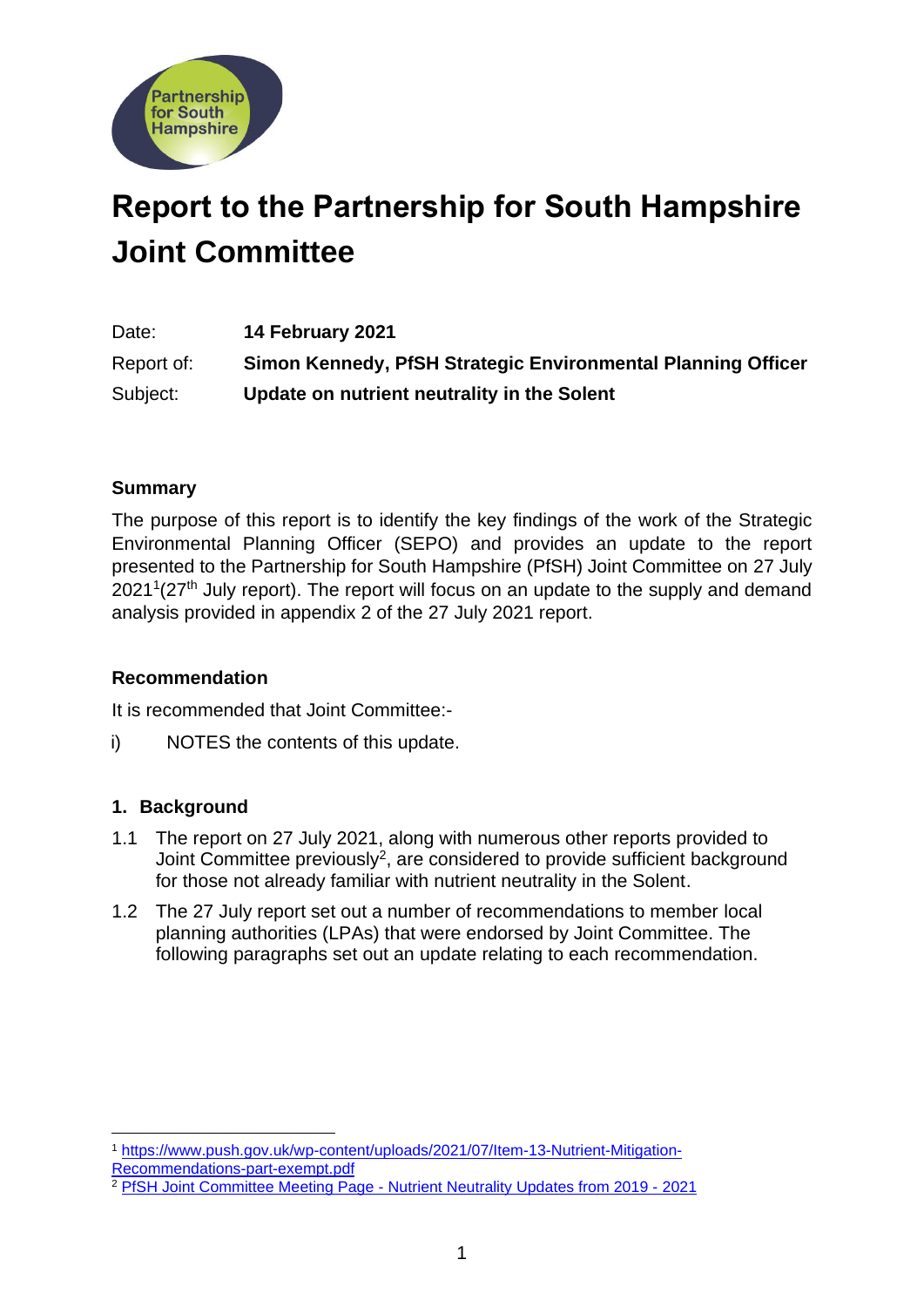Partnership for South Hampshire

# Report to the Partnership for South Hampshire Joint Committee

| | |
|---|---|
| Date: | **14 February 2021** |
| Report of: | **Simon Kennedy, PfSH Strategic Environmental Planning Officer** |
| Subject: | **Update on nutrient neutrality in the Solent** |

### Summary

The purpose of this report is to identify the key findings of the work of the Strategic Environmental Planning Officer (SEPO) and provides an update to the report presented to the Partnership for South Hampshire (PfSH) Joint Committee on 27 July 2021[1](27th July report). The report will focus on an update to the supply and demand analysis provided in appendix 2 of the 27 July 2021 report.

### Recommendation

It is recommended that Joint Committee:-

i) NOTES the contents of this update.

### 1. Background

1.1 The report on 27 July 2021, along with numerous other reports provided to Joint Committee previously[2], are considered to provide sufficient background for those not already familiar with nutrient neutrality in the Solent.

1.2 The 27 July report set out a number of recommendations to member local planning authorities (LPAs) that were endorsed by Joint Committee. The following paragraphs set out an update relating to each recommendation.

---

[1] https://www.push.gov.uk/wp-content/uploads/2021/07/Item-13-Nutrient-Mitigation-Recommendations-part-exempt.pdf

[2] PfSH Joint Committee Meeting Page - Nutrient Neutrality Updates from 2019 - 2021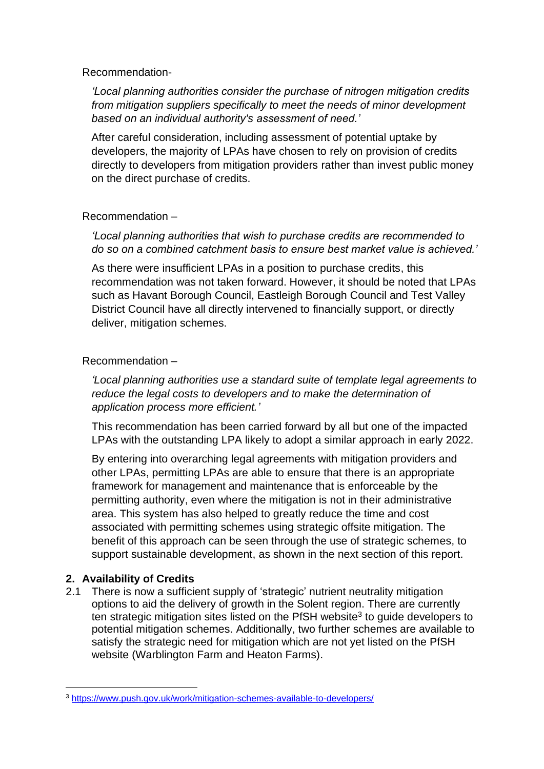Recommendation-

*'Local planning authorities consider the purchase of nitrogen mitigation credits from mitigation suppliers specifically to meet the needs of minor development based on an individual authority's assessment of need.'*

After careful consideration, including assessment of potential uptake by developers, the majority of LPAs have chosen to rely on provision of credits directly to developers from mitigation providers rather than invest public money on the direct purchase of credits.

Recommendation –

*'Local planning authorities that wish to purchase credits are recommended to do so on a combined catchment basis to ensure best market value is achieved.'*

As there were insufficient LPAs in a position to purchase credits, this recommendation was not taken forward. However, it should be noted that LPAs such as Havant Borough Council, Eastleigh Borough Council and Test Valley District Council have all directly intervened to financially support, or directly deliver, mitigation schemes.

Recommendation –

*'Local planning authorities use a standard suite of template legal agreements to reduce the legal costs to developers and to make the determination of application process more efficient.'*

This recommendation has been carried forward by all but one of the impacted LPAs with the outstanding LPA likely to adopt a similar approach in early 2022.

By entering into overarching legal agreements with mitigation providers and other LPAs, permitting LPAs are able to ensure that there is an appropriate framework for management and maintenance that is enforceable by the permitting authority, even where the mitigation is not in their administrative area. This system has also helped to greatly reduce the time and cost associated with permitting schemes using strategic offsite mitigation. The benefit of this approach can be seen through the use of strategic schemes, to support sustainable development, as shown in the next section of this report.

## 2. Availability of Credits

2.1 There is now a sufficient supply of 'strategic' nutrient neutrality mitigation options to aid the delivery of growth in the Solent region. There are currently ten strategic mitigation sites listed on the PfSH website[3] to guide developers to potential mitigation schemes. Additionally, two further schemes are available to satisfy the strategic need for mitigation which are not yet listed on the PfSH website (Warblington Farm and Heaton Farms).

[3] https://www.push.gov.uk/work/mitigation-schemes-available-to-developers/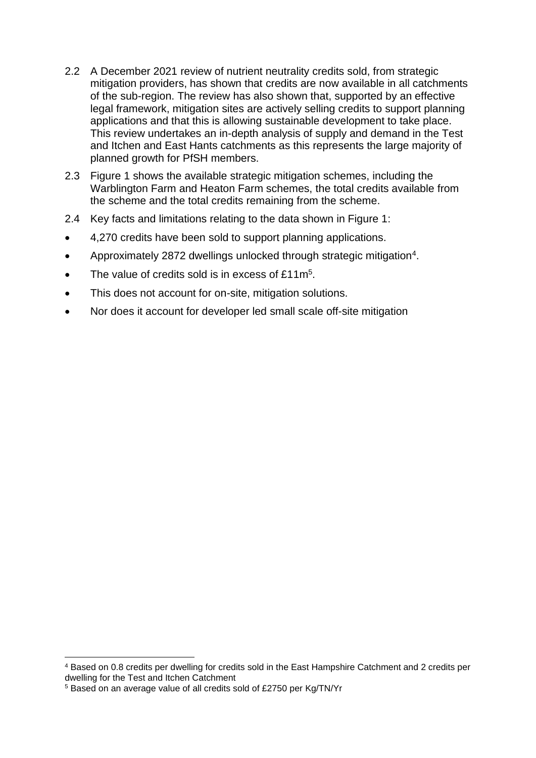2.2 A December 2021 review of nutrient neutrality credits sold, from strategic mitigation providers, has shown that credits are now available in all catchments of the sub-region. The review has also shown that, supported by an effective legal framework, mitigation sites are actively selling credits to support planning applications and that this is allowing sustainable development to take place. This review undertakes an in-depth analysis of supply and demand in the Test and Itchen and East Hants catchments as this represents the large majority of planned growth for PfSH members.

2.3 Figure 1 shows the available strategic mitigation schemes, including the Warblington Farm and Heaton Farm schemes, the total credits available from the scheme and the total credits remaining from the scheme.

2.4 Key facts and limitations relating to the data shown in Figure 1:

- 4,270 credits have been sold to support planning applications.
- Approximately 2872 dwellings unlocked through strategic mitigation[4].
- The value of credits sold is in excess of £11m[5].
- This does not account for on-site, mitigation solutions.
- Nor does it account for developer led small scale off-site mitigation

---

[4] Based on 0.8 credits per dwelling for credits sold in the East Hampshire Catchment and 2 credits per dwelling for the Test and Itchen Catchment

[5] Based on an average value of all credits sold of £2750 per Kg/TN/Yr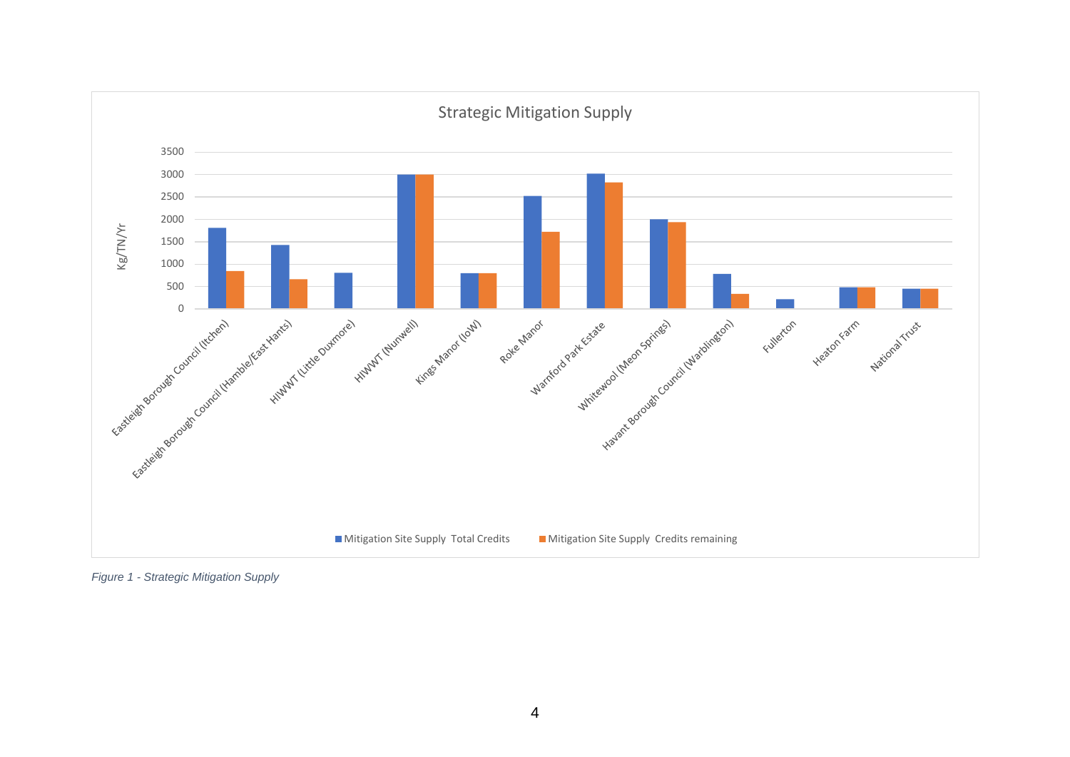Strategic Mitigation Supply

Kg/TN/Yr

| Site | Mitigation Site Supply Total Credits | Mitigation Site Supply Credits remaining |
|---|---|---|
| Eastleigh Borough Council (Itchen) | | |
| Eastleigh Borough Council (Hamble/East Hants) | | |
| HIWWT (Little Duxmore) | | |
| HIWWT (Nunwell) | | |
| Kings Manor (IoW) | | |
| Roke Manor | | |
| Warnford Park Estate | | |
| Whitewool (Meon Springs) | | |
| Havant Borough Council (Warblington) | | |
| Fullerton | | |
| Heaton Farm | | |
| National Trust | | |

*Figure 1 - Strategic Mitigation Supply*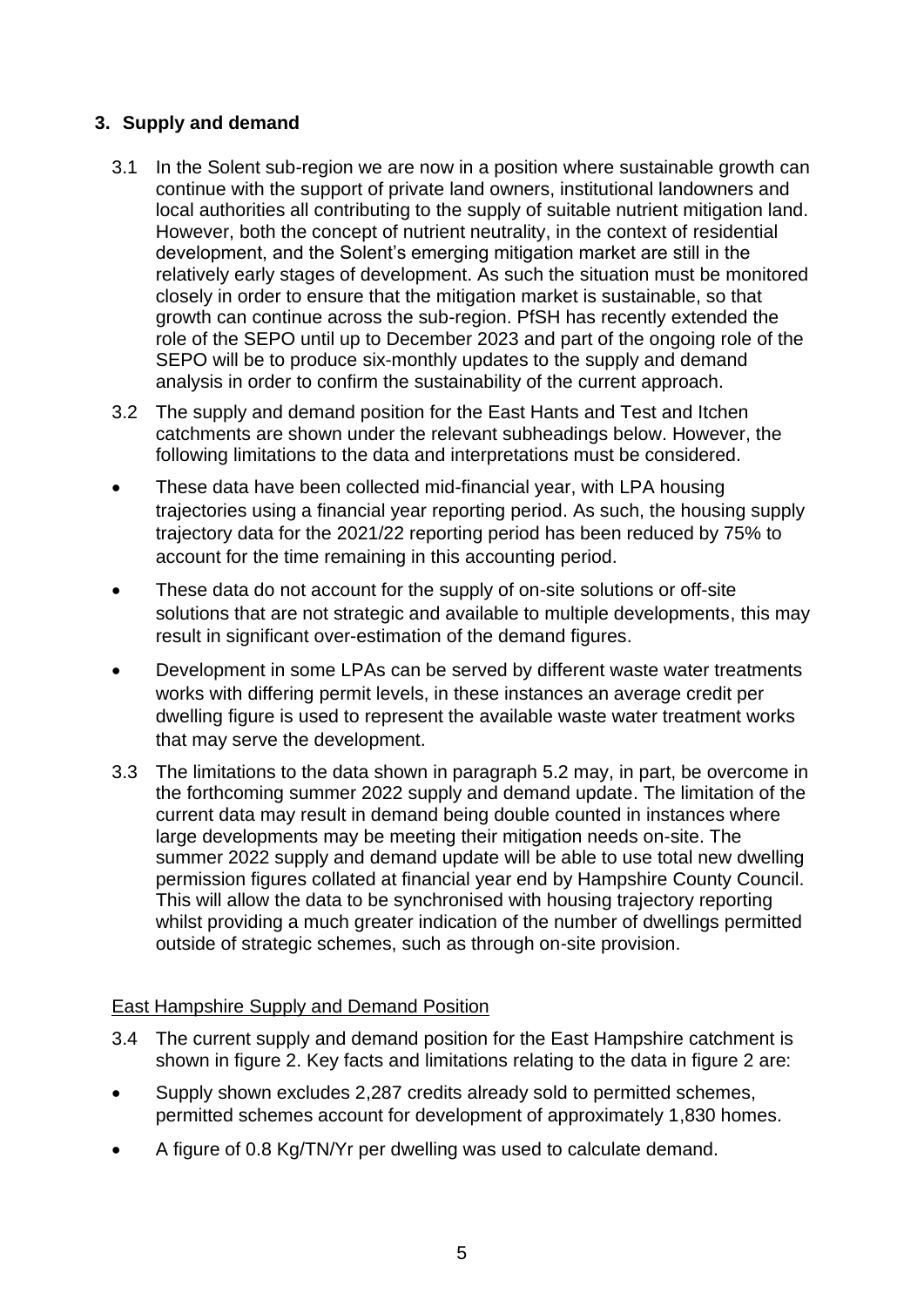## 3. Supply and demand

3.1 In the Solent sub-region we are now in a position where sustainable growth can continue with the support of private land owners, institutional landowners and local authorities all contributing to the supply of suitable nutrient mitigation land. However, both the concept of nutrient neutrality, in the context of residential development, and the Solent's emerging mitigation market are still in the relatively early stages of development. As such the situation must be monitored closely in order to ensure that the mitigation market is sustainable, so that growth can continue across the sub-region. PfSH has recently extended the role of the SEPO until up to December 2023 and part of the ongoing role of the SEPO will be to produce six-monthly updates to the supply and demand analysis in order to confirm the sustainability of the current approach.

3.2 The supply and demand position for the East Hants and Test and Itchen catchments are shown under the relevant subheadings below. However, the following limitations to the data and interpretations must be considered.

- These data have been collected mid-financial year, with LPA housing trajectories using a financial year reporting period. As such, the housing supply trajectory data for the 2021/22 reporting period has been reduced by 75% to account for the time remaining in this accounting period.
- These data do not account for the supply of on-site solutions or off-site solutions that are not strategic and available to multiple developments, this may result in significant over-estimation of the demand figures.
- Development in some LPAs can be served by different waste water treatments works with differing permit levels, in these instances an average credit per dwelling figure is used to represent the available waste water treatment works that may serve the development.

3.3 The limitations to the data shown in paragraph 5.2 may, in part, be overcome in the forthcoming summer 2022 supply and demand update. The limitation of the current data may result in demand being double counted in instances where large developments may be meeting their mitigation needs on-site. The summer 2022 supply and demand update will be able to use total new dwelling permission figures collated at financial year end by Hampshire County Council. This will allow the data to be synchronised with housing trajectory reporting whilst providing a much greater indication of the number of dwellings permitted outside of strategic schemes, such as through on-site provision.

<u>East Hampshire Supply and Demand Position</u>

3.4 The current supply and demand position for the East Hampshire catchment is shown in figure 2. Key facts and limitations relating to the data in figure 2 are:

- Supply shown excludes 2,287 credits already sold to permitted schemes, permitted schemes account for development of approximately 1,830 homes.
- A figure of 0.8 Kg/TN/Yr per dwelling was used to calculate demand.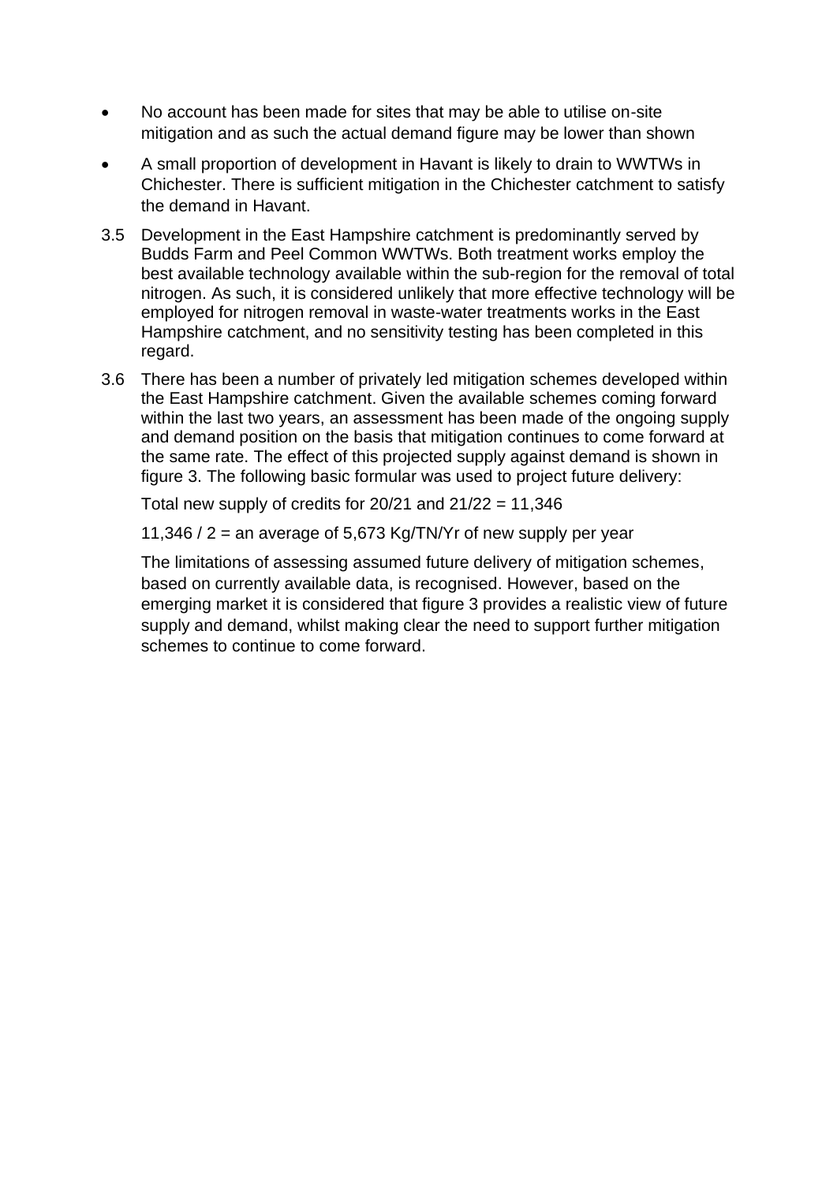- No account has been made for sites that may be able to utilise on-site mitigation and as such the actual demand figure may be lower than shown
- A small proportion of development in Havant is likely to drain to WWTWs in Chichester. There is sufficient mitigation in the Chichester catchment to satisfy the demand in Havant.

3.5 Development in the East Hampshire catchment is predominantly served by Budds Farm and Peel Common WWTWs. Both treatment works employ the best available technology available within the sub-region for the removal of total nitrogen. As such, it is considered unlikely that more effective technology will be employed for nitrogen removal in waste-water treatments works in the East Hampshire catchment, and no sensitivity testing has been completed in this regard.

3.6 There has been a number of privately led mitigation schemes developed within the East Hampshire catchment. Given the available schemes coming forward within the last two years, an assessment has been made of the ongoing supply and demand position on the basis that mitigation continues to come forward at the same rate. The effect of this projected supply against demand is shown in figure 3. The following basic formular was used to project future delivery:

Total new supply of credits for 20/21 and 21/22 = 11,346

11,346 / 2 = an average of 5,673 Kg/TN/Yr of new supply per year

The limitations of assessing assumed future delivery of mitigation schemes, based on currently available data, is recognised. However, based on the emerging market it is considered that figure 3 provides a realistic view of future supply and demand, whilst making clear the need to support further mitigation schemes to continue to come forward.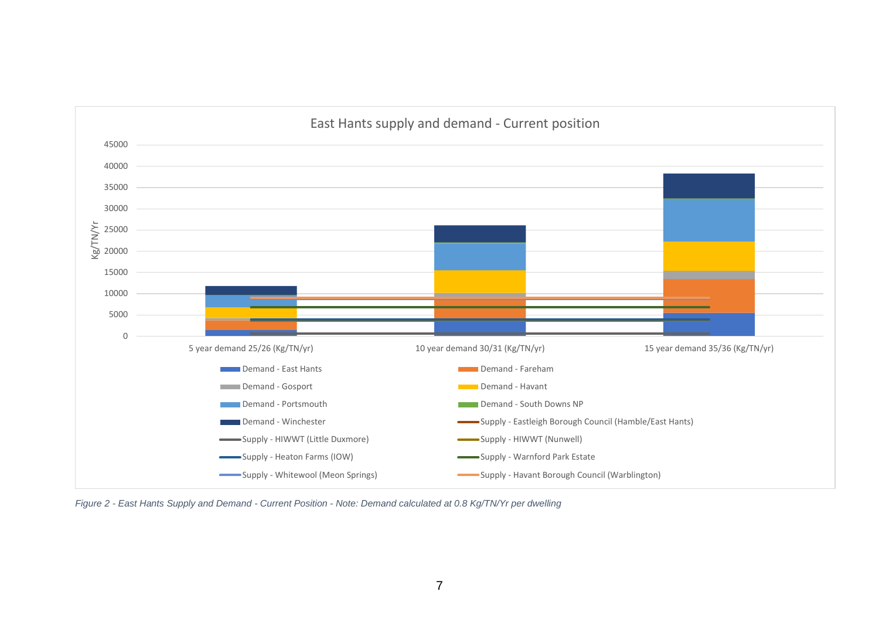East Hants supply and demand - Current position

*Figure 2 - East Hants Supply and Demand - Current Position - Note: Demand calculated at 0.8 Kg/TN/Yr per dwelling*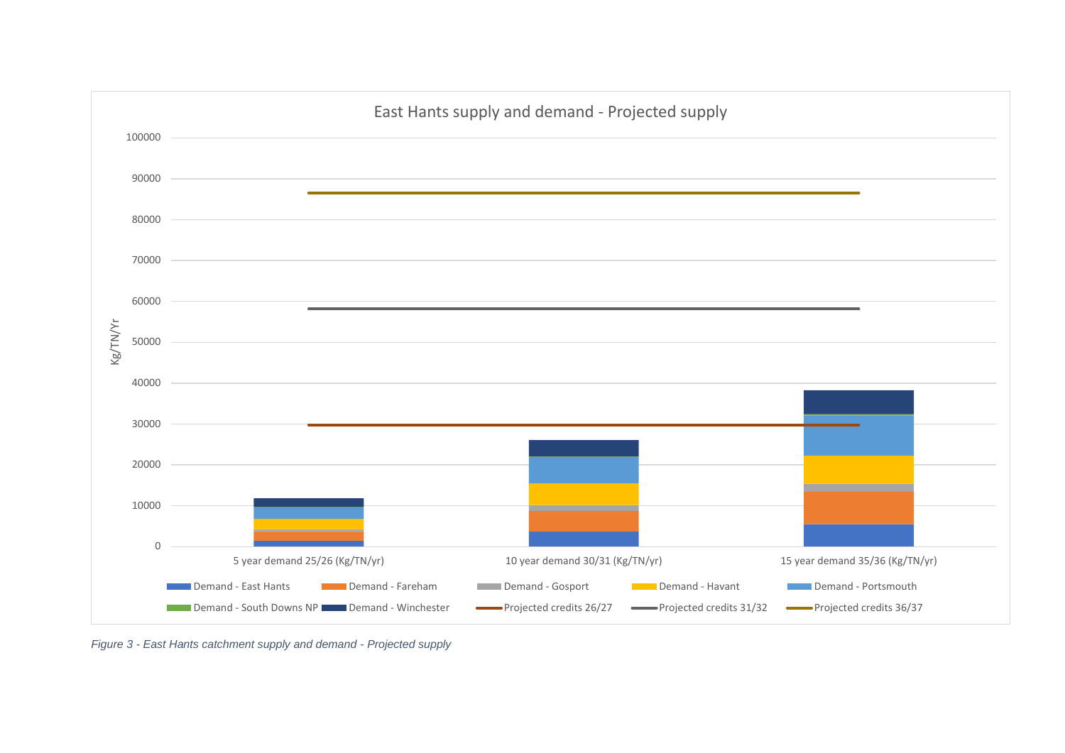East Hants supply and demand - Projected supply

Kg/TN/Yr

100000
90000
80000
70000
60000
50000
40000
30000
20000
10000
0

5 year demand 25/26 (Kg/TN/yr) | 10 year demand 30/31 (Kg/TN/yr) | 15 year demand 35/36 (Kg/TN/yr)

Demand - East Hants | Demand - Fareham | Demand - Gosport | Demand - Havant | Demand - Portsmouth | Demand - South Downs NP | Demand - Winchester | Projected credits 26/27 | Projected credits 31/32 | Projected credits 36/37

*Figure 3 - East Hants catchment supply and demand - Projected supply*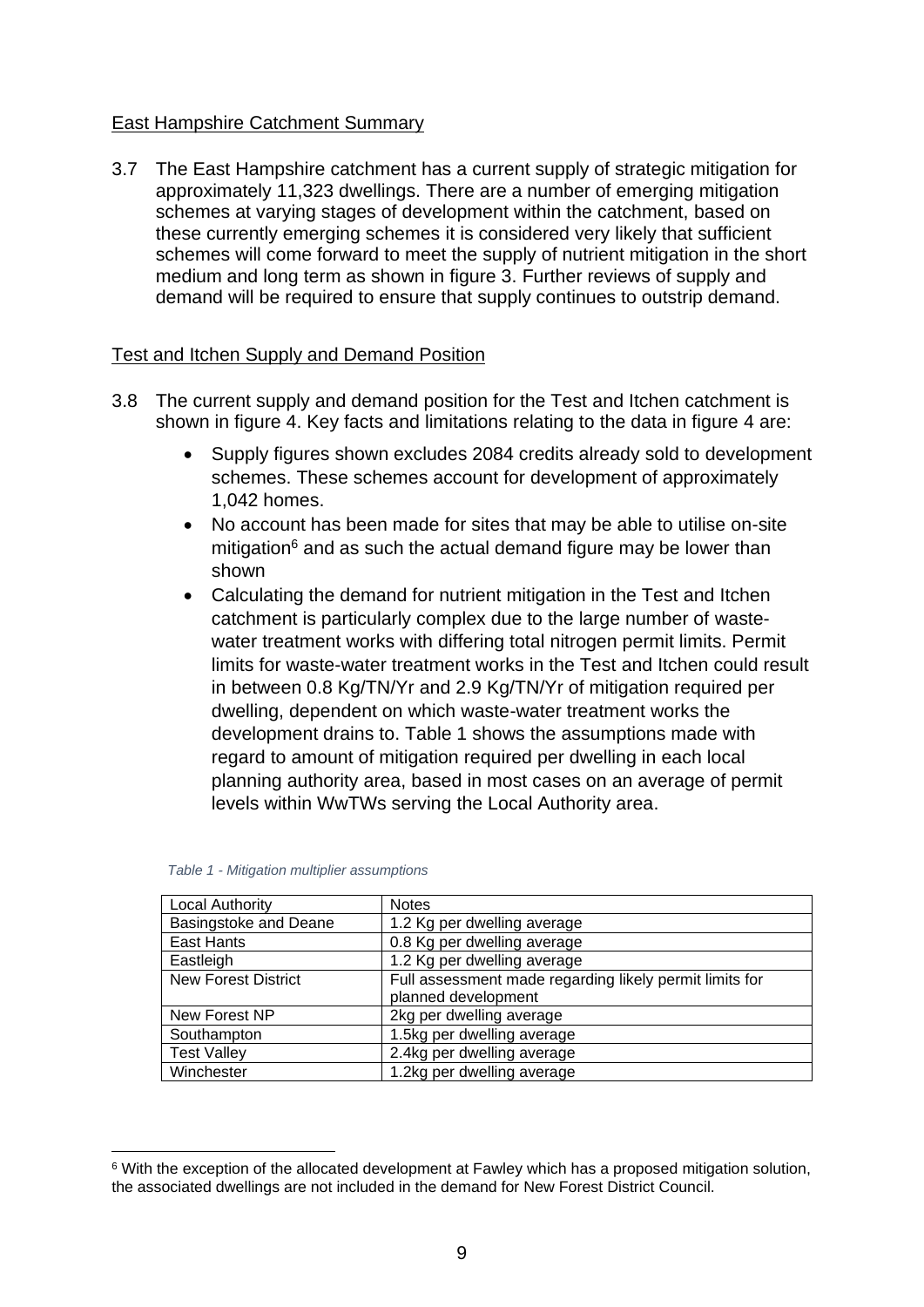## East Hampshire Catchment Summary

3.7 The East Hampshire catchment has a current supply of strategic mitigation for approximately 11,323 dwellings. There are a number of emerging mitigation schemes at varying stages of development within the catchment, based on these currently emerging schemes it is considered very likely that sufficient schemes will come forward to meet the supply of nutrient mitigation in the short medium and long term as shown in figure 3. Further reviews of supply and demand will be required to ensure that supply continues to outstrip demand.

## Test and Itchen Supply and Demand Position

3.8 The current supply and demand position for the Test and Itchen catchment is shown in figure 4. Key facts and limitations relating to the data in figure 4 are:

- Supply figures shown excludes 2084 credits already sold to development schemes. These schemes account for development of approximately 1,042 homes.
- No account has been made for sites that may be able to utilise on-site mitigation[6] and as such the actual demand figure may be lower than shown
- Calculating the demand for nutrient mitigation in the Test and Itchen catchment is particularly complex due to the large number of waste-water treatment works with differing total nitrogen permit limits. Permit limits for waste-water treatment works in the Test and Itchen could result in between 0.8 Kg/TN/Yr and 2.9 Kg/TN/Yr of mitigation required per dwelling, dependent on which waste-water treatment works the development drains to. Table 1 shows the assumptions made with regard to amount of mitigation required per dwelling in each local planning authority area, based in most cases on an average of permit levels within WwTWs serving the Local Authority area.

*Table 1 - Mitigation multiplier assumptions*

| Local Authority | Notes |
|---|---|
| Basingstoke and Deane | 1.2 Kg per dwelling average |
| East Hants | 0.8 Kg per dwelling average |
| Eastleigh | 1.2 Kg per dwelling average |
| New Forest District | Full assessment made regarding likely permit limits for planned development |
| New Forest NP | 2kg per dwelling average |
| Southampton | 1.5kg per dwelling average |
| Test Valley | 2.4kg per dwelling average |
| Winchester | 1.2kg per dwelling average |

[6] With the exception of the allocated development at Fawley which has a proposed mitigation solution, the associated dwellings are not included in the demand for New Forest District Council.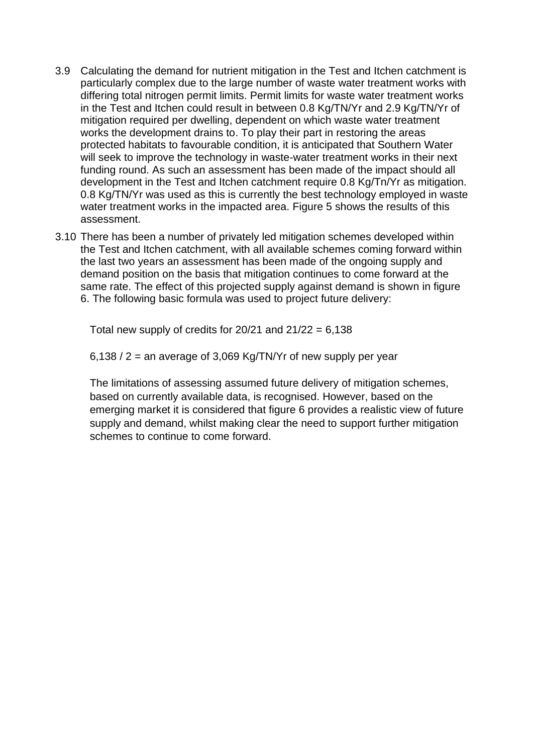3.9 Calculating the demand for nutrient mitigation in the Test and Itchen catchment is particularly complex due to the large number of waste water treatment works with differing total nitrogen permit limits. Permit limits for waste water treatment works in the Test and Itchen could result in between 0.8 Kg/TN/Yr and 2.9 Kg/TN/Yr of mitigation required per dwelling, dependent on which waste water treatment works the development drains to. To play their part in restoring the areas protected habitats to favourable condition, it is anticipated that Southern Water will seek to improve the technology in waste-water treatment works in their next funding round. As such an assessment has been made of the impact should all development in the Test and Itchen catchment require 0.8 Kg/Tn/Yr as mitigation. 0.8 Kg/TN/Yr was used as this is currently the best technology employed in waste water treatment works in the impacted area. Figure 5 shows the results of this assessment.

3.10 There has been a number of privately led mitigation schemes developed within the Test and Itchen catchment, with all available schemes coming forward within the last two years an assessment has been made of the ongoing supply and demand position on the basis that mitigation continues to come forward at the same rate. The effect of this projected supply against demand is shown in figure 6. The following basic formula was used to project future delivery:

Total new supply of credits for 20/21 and 21/22 = 6,138

6,138 / 2 = an average of 3,069 Kg/TN/Yr of new supply per year

The limitations of assessing assumed future delivery of mitigation schemes, based on currently available data, is recognised. However, based on the emerging market it is considered that figure 6 provides a realistic view of future supply and demand, whilst making clear the need to support further mitigation schemes to continue to come forward.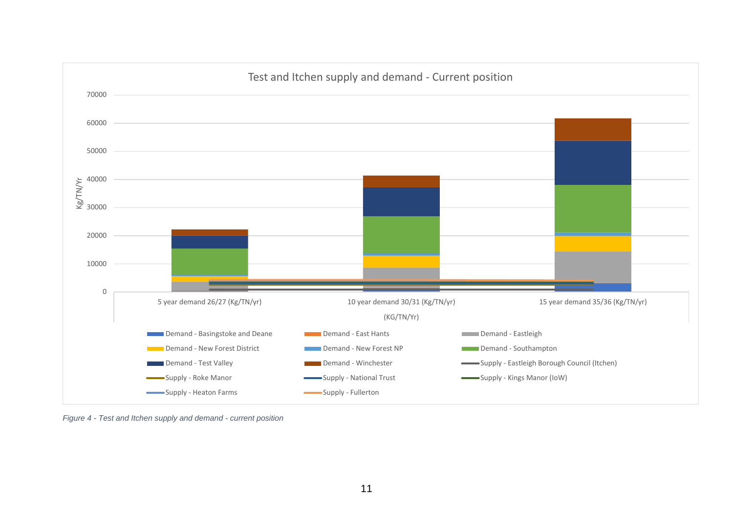Test and Itchen supply and demand - Current position

Kg/TN/Yr

70000
60000
50000
40000
30000
20000
10000
0

5 year demand 26/27 (Kg/TN/yr) | 10 year demand 30/31 (Kg/TN/yr) | 15 year demand 35/36 (Kg/TN/yr)

(KG/TN/Yr)

- Demand - Basingstoke and Deane
- Demand - East Hants
- Demand - Eastleigh
- Demand - New Forest District
- Demand - New Forest NP
- Demand - Southampton
- Demand - Test Valley
- Demand - Winchester
- Supply - Eastleigh Borough Council (Itchen)
- Supply - Roke Manor
- Supply - National Trust
- Supply - Kings Manor (IoW)
- Supply - Heaton Farms
- Supply - Fullerton

*Figure 4 - Test and Itchen supply and demand - current position*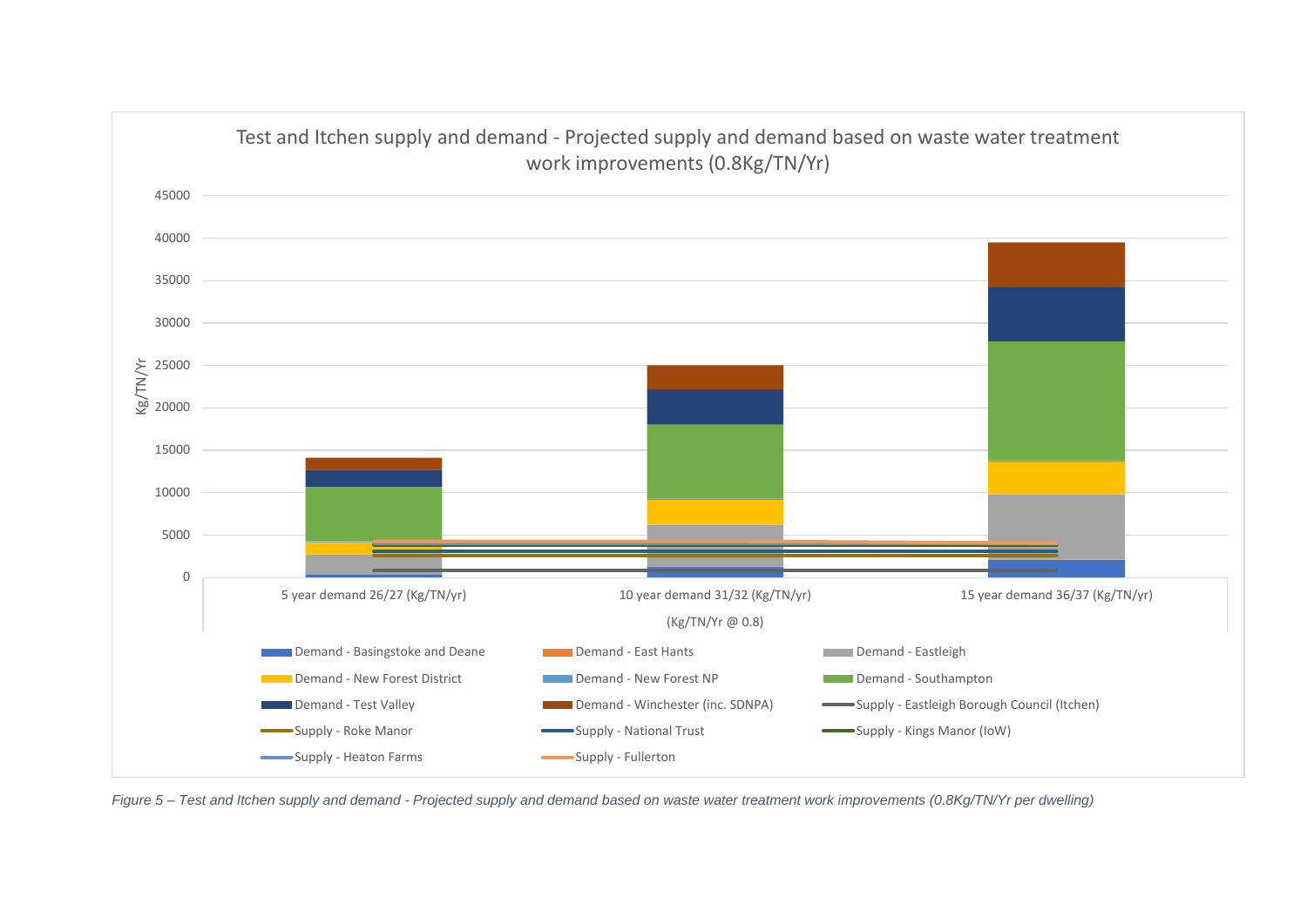Test and Itchen supply and demand - Projected supply and demand based on waste water treatment work improvements (0.8Kg/TN/Yr)

*Figure 5 – Test and Itchen supply and demand - Projected supply and demand based on waste water treatment work improvements (0.8Kg/TN/Yr per dwelling)*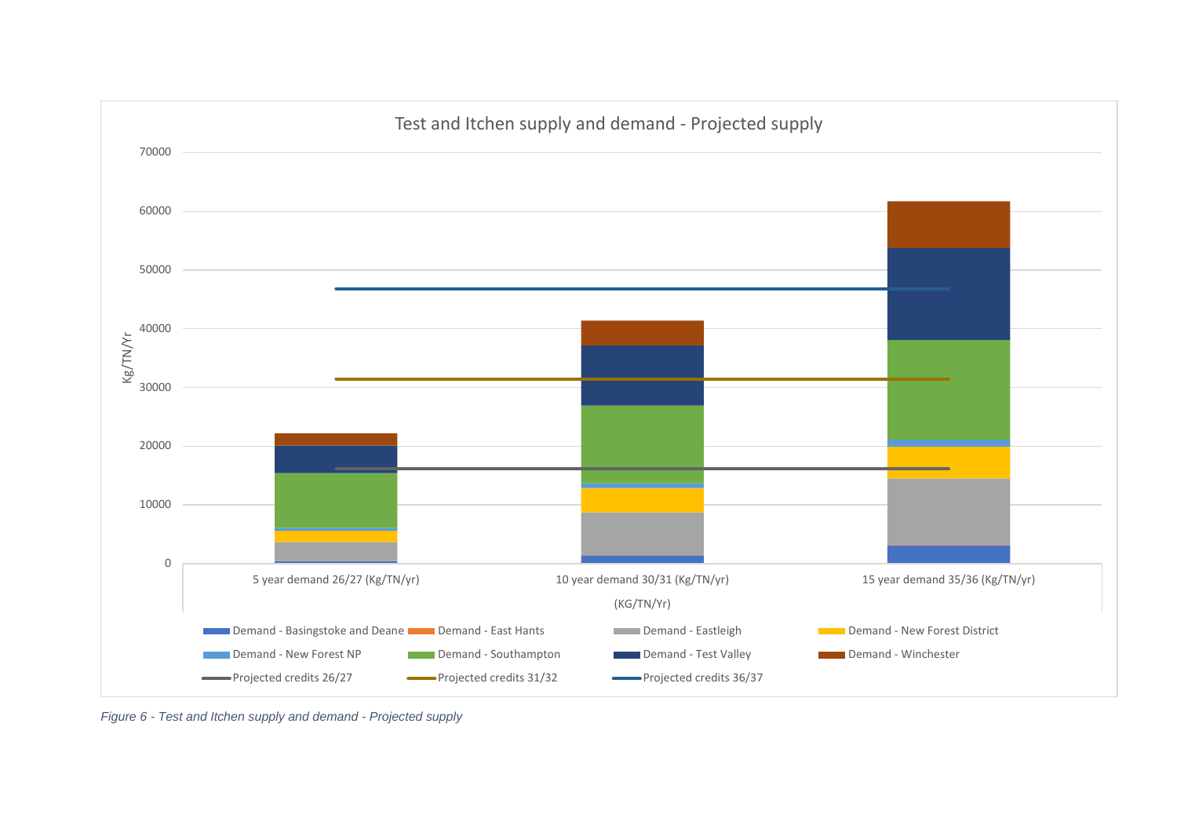Figure 6 - Test and Itchen supply and demand - Projected supply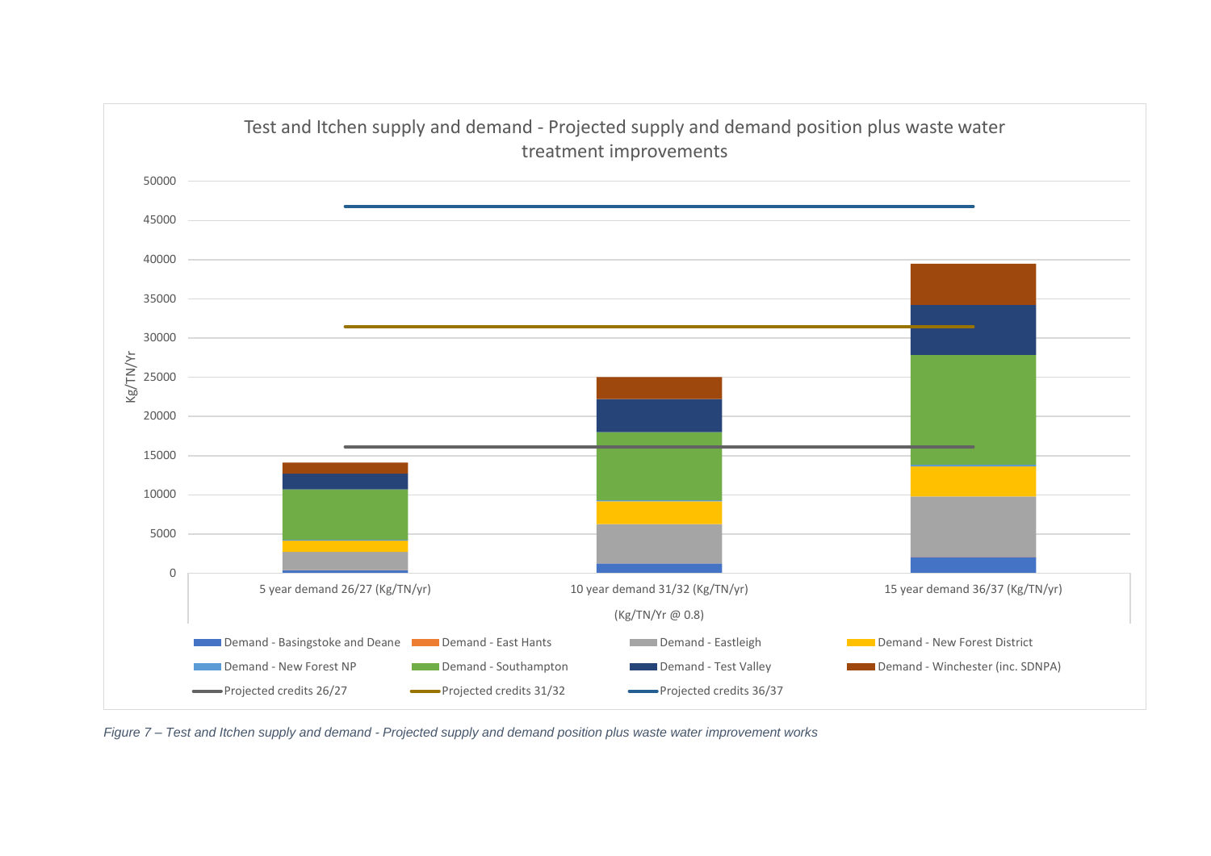Test and Itchen supply and demand - Projected supply and demand position plus waste water treatment improvements

Kg/TN/Yr

50000
45000
40000
35000
30000
25000
20000
15000
10000
5000
0

5 year demand 26/27 (Kg/TN/yr)

10 year demand 31/32 (Kg/TN/yr)

15 year demand 36/37 (Kg/TN/yr)

(Kg/TN/Yr @ 0.8)

Demand - Basingstoke and Deane
Demand - East Hants
Demand - Eastleigh
Demand - New Forest District
Demand - New Forest NP
Demand - Southampton
Demand - Test Valley
Demand - Winchester (inc. SDNPA)
Projected credits 26/27
Projected credits 31/32
Projected credits 36/37

*Figure 7 – Test and Itchen supply and demand - Projected supply and demand position plus waste water improvement works*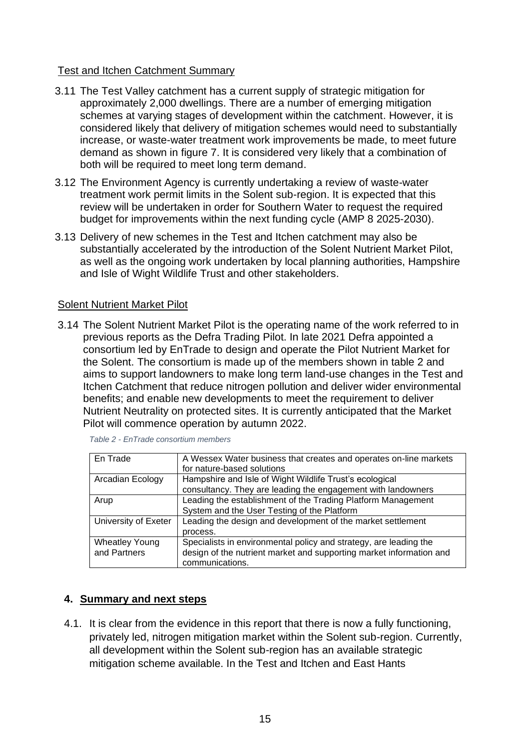Test and Itchen Catchment Summary

3.11 The Test Valley catchment has a current supply of strategic mitigation for approximately 2,000 dwellings. There are a number of emerging mitigation schemes at varying stages of development within the catchment. However, it is considered likely that delivery of mitigation schemes would need to substantially increase, or waste-water treatment work improvements be made, to meet future demand as shown in figure 7. It is considered very likely that a combination of both will be required to meet long term demand.

3.12 The Environment Agency is currently undertaking a review of waste-water treatment work permit limits in the Solent sub-region. It is expected that this review will be undertaken in order for Southern Water to request the required budget for improvements within the next funding cycle (AMP 8 2025-2030).

3.13 Delivery of new schemes in the Test and Itchen catchment may also be substantially accelerated by the introduction of the Solent Nutrient Market Pilot, as well as the ongoing work undertaken by local planning authorities, Hampshire and Isle of Wight Wildlife Trust and other stakeholders.

Solent Nutrient Market Pilot

3.14 The Solent Nutrient Market Pilot is the operating name of the work referred to in previous reports as the Defra Trading Pilot. In late 2021 Defra appointed a consortium led by EnTrade to design and operate the Pilot Nutrient Market for the Solent. The consortium is made up of the members shown in table 2 and aims to support landowners to make long term land-use changes in the Test and Itchen Catchment that reduce nitrogen pollution and deliver wider environmental benefits; and enable new developments to meet the requirement to deliver Nutrient Neutrality on protected sites. It is currently anticipated that the Market Pilot will commence operation by autumn 2022.

*Table 2 - EnTrade consortium members*

| | |
|---|---|
| En Trade | A Wessex Water business that creates and operates on-line markets for nature-based solutions |
| Arcadian Ecology | Hampshire and Isle of Wight Wildlife Trust's ecological consultancy. They are leading the engagement with landowners |
| Arup | Leading the establishment of the Trading Platform Management System and the User Testing of the Platform |
| University of Exeter | Leading the design and development of the market settlement process. |
| Wheatley Young and Partners | Specialists in environmental policy and strategy, are leading the design of the nutrient market and supporting market information and communications. |

## 4. Summary and next steps

4.1. It is clear from the evidence in this report that there is now a fully functioning, privately led, nitrogen mitigation market within the Solent sub-region. Currently, all development within the Solent sub-region has an available strategic mitigation scheme available. In the Test and Itchen and East Hants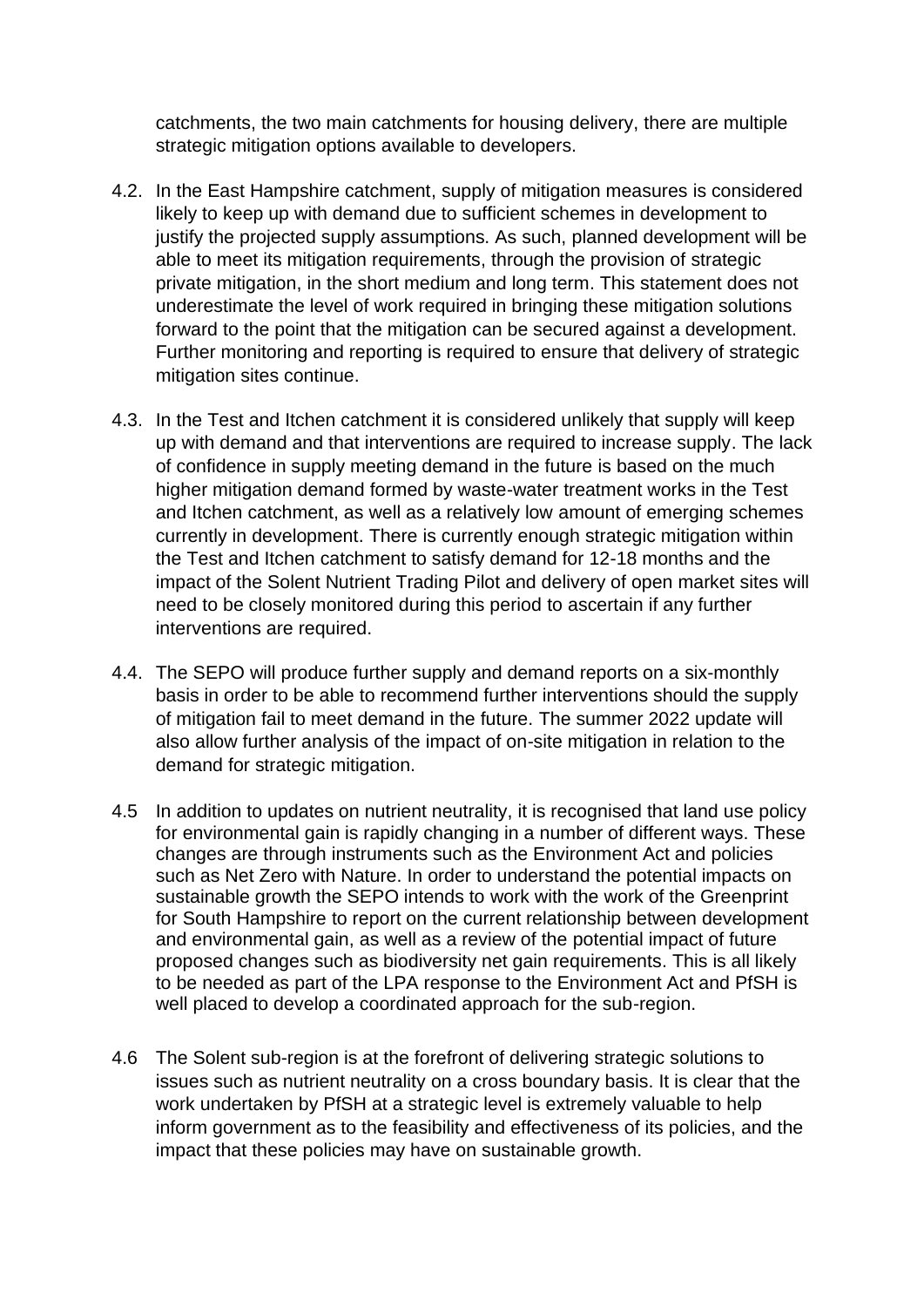catchments, the two main catchments for housing delivery, there are multiple strategic mitigation options available to developers.

4.2. In the East Hampshire catchment, supply of mitigation measures is considered likely to keep up with demand due to sufficient schemes in development to justify the projected supply assumptions. As such, planned development will be able to meet its mitigation requirements, through the provision of strategic private mitigation, in the short medium and long term. This statement does not underestimate the level of work required in bringing these mitigation solutions forward to the point that the mitigation can be secured against a development. Further monitoring and reporting is required to ensure that delivery of strategic mitigation sites continue.

4.3. In the Test and Itchen catchment it is considered unlikely that supply will keep up with demand and that interventions are required to increase supply. The lack of confidence in supply meeting demand in the future is based on the much higher mitigation demand formed by waste-water treatment works in the Test and Itchen catchment, as well as a relatively low amount of emerging schemes currently in development. There is currently enough strategic mitigation within the Test and Itchen catchment to satisfy demand for 12-18 months and the impact of the Solent Nutrient Trading Pilot and delivery of open market sites will need to be closely monitored during this period to ascertain if any further interventions are required.

4.4. The SEPO will produce further supply and demand reports on a six-monthly basis in order to be able to recommend further interventions should the supply of mitigation fail to meet demand in the future. The summer 2022 update will also allow further analysis of the impact of on-site mitigation in relation to the demand for strategic mitigation.

4.5 In addition to updates on nutrient neutrality, it is recognised that land use policy for environmental gain is rapidly changing in a number of different ways. These changes are through instruments such as the Environment Act and policies such as Net Zero with Nature. In order to understand the potential impacts on sustainable growth the SEPO intends to work with the work of the Greenprint for South Hampshire to report on the current relationship between development and environmental gain, as well as a review of the potential impact of future proposed changes such as biodiversity net gain requirements. This is all likely to be needed as part of the LPA response to the Environment Act and PfSH is well placed to develop a coordinated approach for the sub-region.

4.6 The Solent sub-region is at the forefront of delivering strategic solutions to issues such as nutrient neutrality on a cross boundary basis. It is clear that the work undertaken by PfSH at a strategic level is extremely valuable to help inform government as to the feasibility and effectiveness of its policies, and the impact that these policies may have on sustainable growth.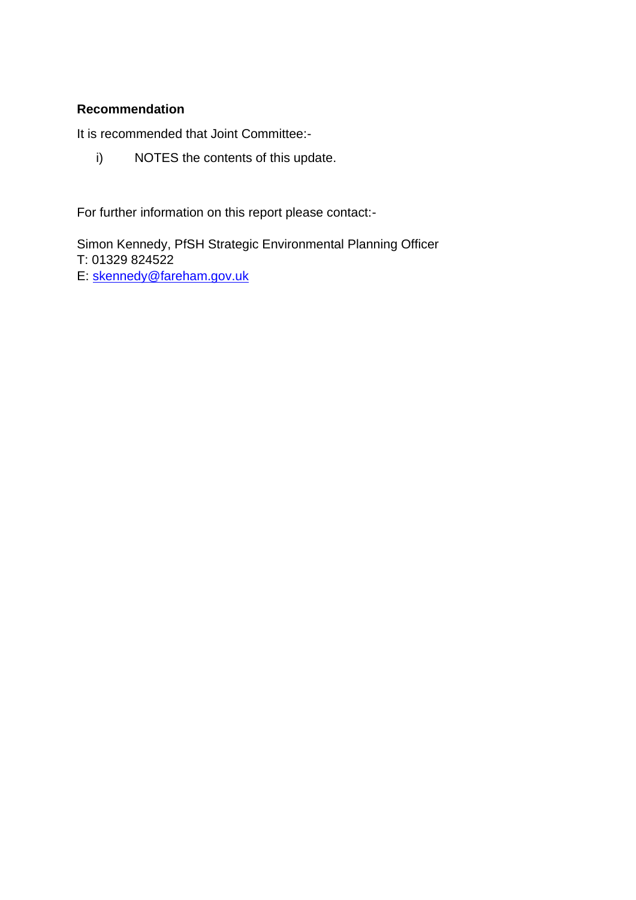**Recommendation**

It is recommended that Joint Committee:-

i) NOTES the contents of this update.

For further information on this report please contact:-

Simon Kennedy, PfSH Strategic Environmental Planning Officer
T: 01329 824522
E: skennedy@fareham.gov.uk